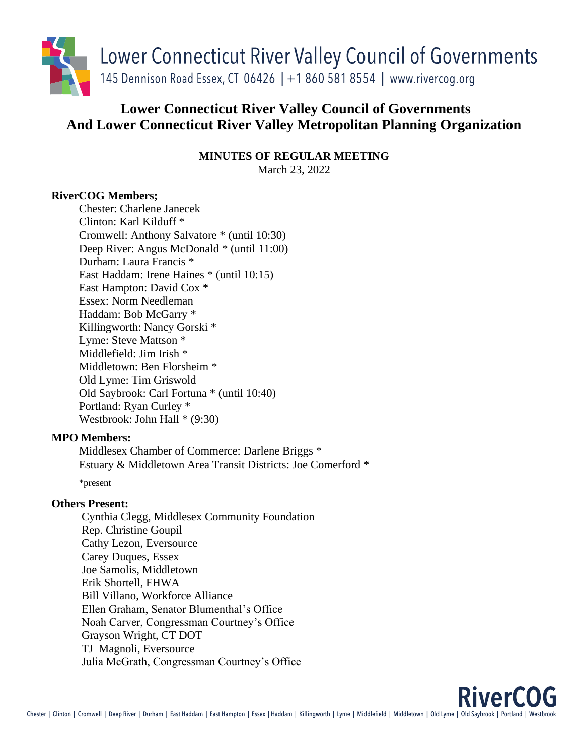Lower Connecticut River Valley Council of Governments
145 Dennison Road Essex, CT 06426 | +1 860 581 8554 | www.rivercog.org

# Lower Connecticut River Valley Council of Governments And Lower Connecticut River Valley Metropolitan Planning Organization

**MINUTES OF REGULAR MEETING**

March 23, 2022

**RiverCOG Members;**

Chester: Charlene Janecek
Clinton: Karl Kilduff *
Cromwell: Anthony Salvatore * (until 10:30)
Deep River: Angus McDonald * (until 11:00)
Durham: Laura Francis *
East Haddam: Irene Haines * (until 10:15)
East Hampton: David Cox *
Essex: Norm Needleman
Haddam: Bob McGarry *
Killingworth: Nancy Gorski *
Lyme: Steve Mattson *
Middlefield: Jim Irish *
Middletown: Ben Florsheim *
Old Lyme: Tim Griswold
Old Saybrook: Carl Fortuna * (until 10:40)
Portland: Ryan Curley *
Westbrook: John Hall * (9:30)

**MPO Members:**

Middlesex Chamber of Commerce: Darlene Briggs *
Estuary & Middletown Area Transit Districts: Joe Comerford *

*present

**Others Present:**

Cynthia Clegg, Middlesex Community Foundation
Rep. Christine Goupil
Cathy Lezon, Eversource
Carey Duques, Essex
Joe Samolis, Middletown
Erik Shortell, FHWA
Bill Villano, Workforce Alliance
Ellen Graham, Senator Blumenthal's Office
Noah Carver, Congressman Courtney's Office
Grayson Wright, CT DOT
TJ Magnoli, Eversource
Julia McGrath, Congressman Courtney's Office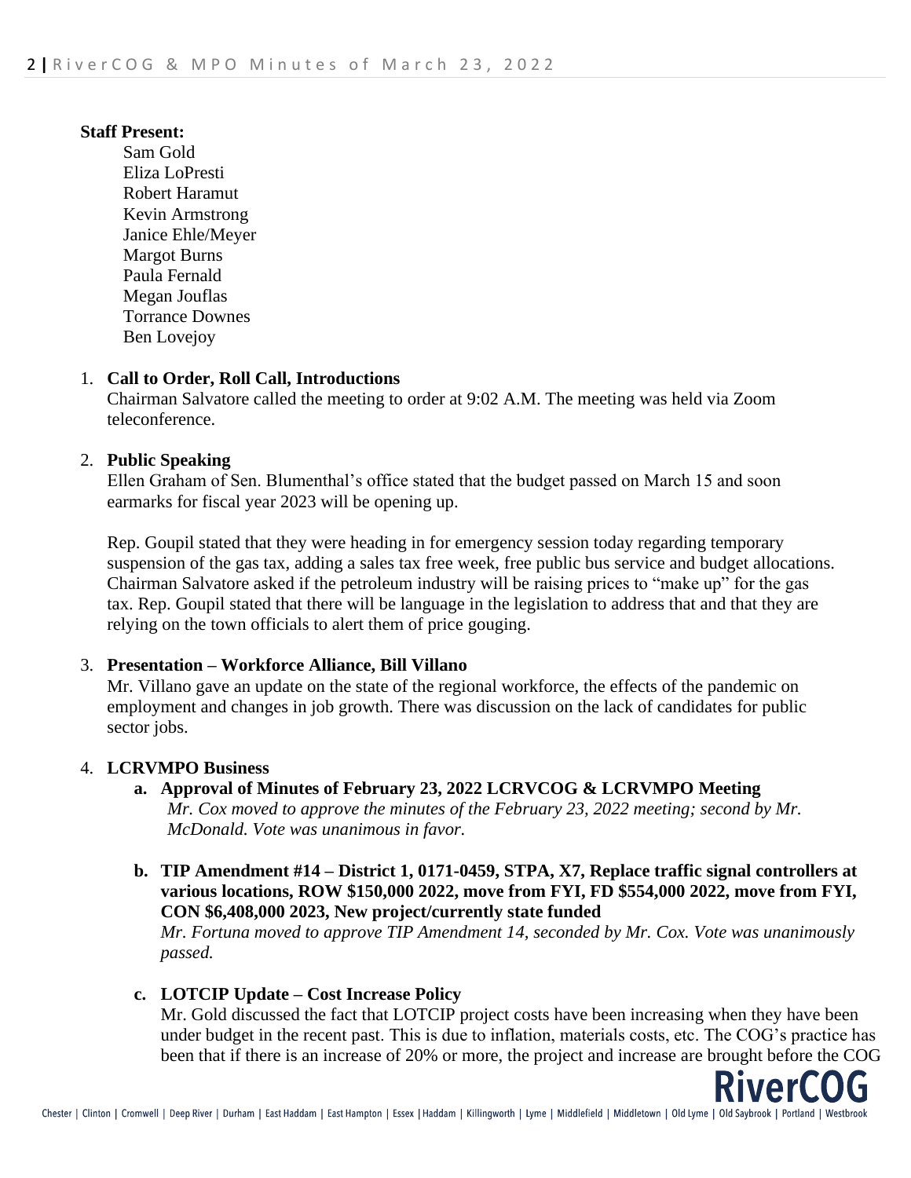**Staff Present:**

Sam Gold
Eliza LoPresti
Robert Haramut
Kevin Armstrong
Janice Ehle/Meyer
Margot Burns
Paula Fernald
Megan Jouflas
Torrance Downes
Ben Lovejoy

1. **Call to Order, Roll Call, Introductions**
   Chairman Salvatore called the meeting to order at 9:02 A.M. The meeting was held via Zoom teleconference.

2. **Public Speaking**
   Ellen Graham of Sen. Blumenthal's office stated that the budget passed on March 15 and soon earmarks for fiscal year 2023 will be opening up.

   Rep. Goupil stated that they were heading in for emergency session today regarding temporary suspension of the gas tax, adding a sales tax free week, free public bus service and budget allocations. Chairman Salvatore asked if the petroleum industry will be raising prices to "make up" for the gas tax. Rep. Goupil stated that there will be language in the legislation to address that and that they are relying on the town officials to alert them of price gouging.

3. **Presentation – Workforce Alliance, Bill Villano**
   Mr. Villano gave an update on the state of the regional workforce, the effects of the pandemic on employment and changes in job growth. There was discussion on the lack of candidates for public sector jobs.

4. **LCRVMPO Business**
   a. **Approval of Minutes of February 23, 2022 LCRVCOG & LCRVMPO Meeting**
      *Mr. Cox moved to approve the minutes of the February 23, 2022 meeting; second by Mr. McDonald. Vote was unanimous in favor.*

   b. **TIP Amendment #14 – District 1, 0171-0459, STPA, X7, Replace traffic signal controllers at various locations, ROW $150,000 2022, move from FYI, FD $554,000 2022, move from FYI, CON $6,408,000 2023, New project/currently state funded**
      *Mr. Fortuna moved to approve TIP Amendment 14, seconded by Mr. Cox. Vote was unanimously passed.*

   c. **LOTCIP Update – Cost Increase Policy**
      Mr. Gold discussed the fact that LOTCIP project costs have been increasing when they have been under budget in the recent past. This is due to inflation, materials costs, etc. The COG's practice has been that if there is an increase of 20% or more, the project and increase are brought before the COG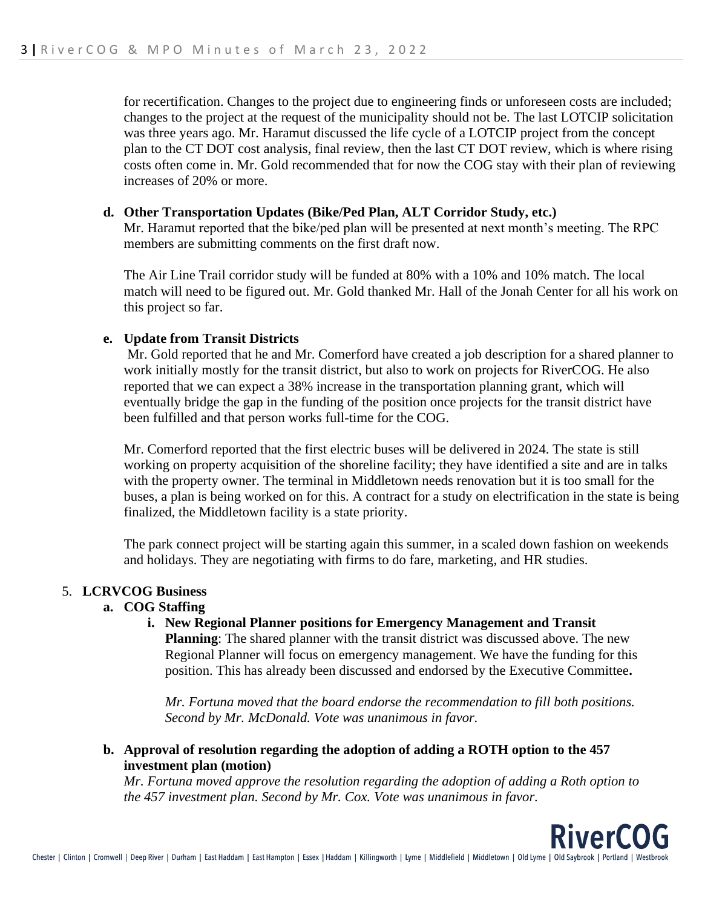for recertification. Changes to the project due to engineering finds or unforeseen costs are included; changes to the project at the request of the municipality should not be. The last LOTCIP solicitation was three years ago. Mr. Haramut discussed the life cycle of a LOTCIP project from the concept plan to the CT DOT cost analysis, final review, then the last CT DOT review, which is where rising costs often come in. Mr. Gold recommended that for now the COG stay with their plan of reviewing increases of 20% or more.

**d. Other Transportation Updates (Bike/Ped Plan, ALT Corridor Study, etc.)**

Mr. Haramut reported that the bike/ped plan will be presented at next month's meeting. The RPC members are submitting comments on the first draft now.

The Air Line Trail corridor study will be funded at 80% with a 10% and 10% match. The local match will need to be figured out. Mr. Gold thanked Mr. Hall of the Jonah Center for all his work on this project so far.

**e. Update from Transit Districts**

Mr. Gold reported that he and Mr. Comerford have created a job description for a shared planner to work initially mostly for the transit district, but also to work on projects for RiverCOG. He also reported that we can expect a 38% increase in the transportation planning grant, which will eventually bridge the gap in the funding of the position once projects for the transit district have been fulfilled and that person works full-time for the COG.

Mr. Comerford reported that the first electric buses will be delivered in 2024. The state is still working on property acquisition of the shoreline facility; they have identified a site and are in talks with the property owner. The terminal in Middletown needs renovation but it is too small for the buses, a plan is being worked on for this. A contract for a study on electrification in the state is being finalized, the Middletown facility is a state priority.

The park connect project will be starting again this summer, in a scaled down fashion on weekends and holidays. They are negotiating with firms to do fare, marketing, and HR studies.

5. **LCRVCOG Business**

**a. COG Staffing**

**i. New Regional Planner positions for Emergency Management and Transit Planning**: The shared planner with the transit district was discussed above. The new Regional Planner will focus on emergency management. We have the funding for this position. This has already been discussed and endorsed by the Executive Committee**.**

*Mr. Fortuna moved that the board endorse the recommendation to fill both positions. Second by Mr. McDonald. Vote was unanimous in favor.*

**b. Approval of resolution regarding the adoption of adding a ROTH option to the 457 investment plan (motion)**

*Mr. Fortuna moved approve the resolution regarding the adoption of adding a Roth option to the 457 investment plan. Second by Mr. Cox. Vote was unanimous in favor.*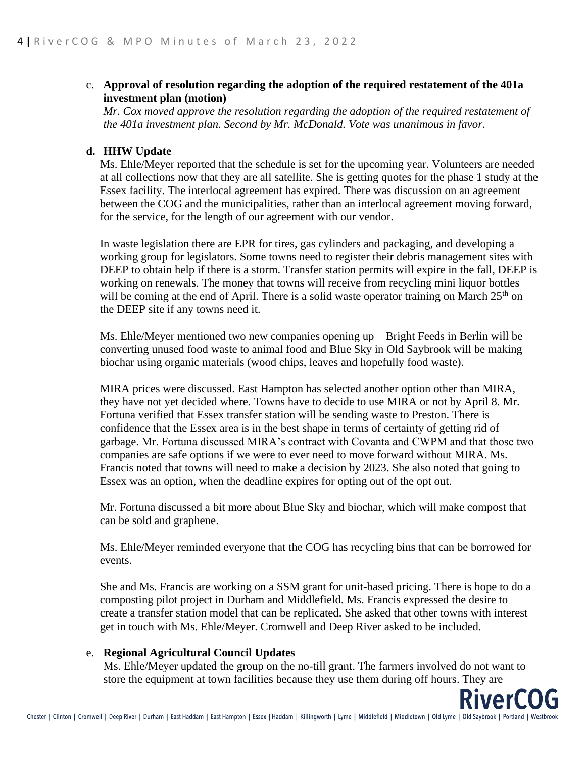c. **Approval of resolution regarding the adoption of the required restatement of the 401a investment plan (motion)**
*Mr. Cox moved approve the resolution regarding the adoption of the required restatement of the 401a investment plan. Second by Mr. McDonald. Vote was unanimous in favor.*

**d. HHW Update**
Ms. Ehle/Meyer reported that the schedule is set for the upcoming year. Volunteers are needed at all collections now that they are all satellite. She is getting quotes for the phase 1 study at the Essex facility. The interlocal agreement has expired. There was discussion on an agreement between the COG and the municipalities, rather than an interlocal agreement moving forward, for the service, for the length of our agreement with our vendor.

In waste legislation there are EPR for tires, gas cylinders and packaging, and developing a working group for legislators. Some towns need to register their debris management sites with DEEP to obtain help if there is a storm. Transfer station permits will expire in the fall, DEEP is working on renewals. The money that towns will receive from recycling mini liquor bottles will be coming at the end of April. There is a solid waste operator training on March 25th on the DEEP site if any towns need it.

Ms. Ehle/Meyer mentioned two new companies opening up – Bright Feeds in Berlin will be converting unused food waste to animal food and Blue Sky in Old Saybrook will be making biochar using organic materials (wood chips, leaves and hopefully food waste).

MIRA prices were discussed. East Hampton has selected another option other than MIRA, they have not yet decided where. Towns have to decide to use MIRA or not by April 8. Mr. Fortuna verified that Essex transfer station will be sending waste to Preston. There is confidence that the Essex area is in the best shape in terms of certainty of getting rid of garbage. Mr. Fortuna discussed MIRA's contract with Covanta and CWPM and that those two companies are safe options if we were to ever need to move forward without MIRA. Ms. Francis noted that towns will need to make a decision by 2023. She also noted that going to Essex was an option, when the deadline expires for opting out of the opt out.

Mr. Fortuna discussed a bit more about Blue Sky and biochar, which will make compost that can be sold and graphene.

Ms. Ehle/Meyer reminded everyone that the COG has recycling bins that can be borrowed for events.

She and Ms. Francis are working on a SSM grant for unit-based pricing. There is hope to do a composting pilot project in Durham and Middlefield. Ms. Francis expressed the desire to create a transfer station model that can be replicated. She asked that other towns with interest get in touch with Ms. Ehle/Meyer. Cromwell and Deep River asked to be included.

e. **Regional Agricultural Council Updates**
Ms. Ehle/Meyer updated the group on the no-till grant. The farmers involved do not want to store the equipment at town facilities because they use them during off hours. They are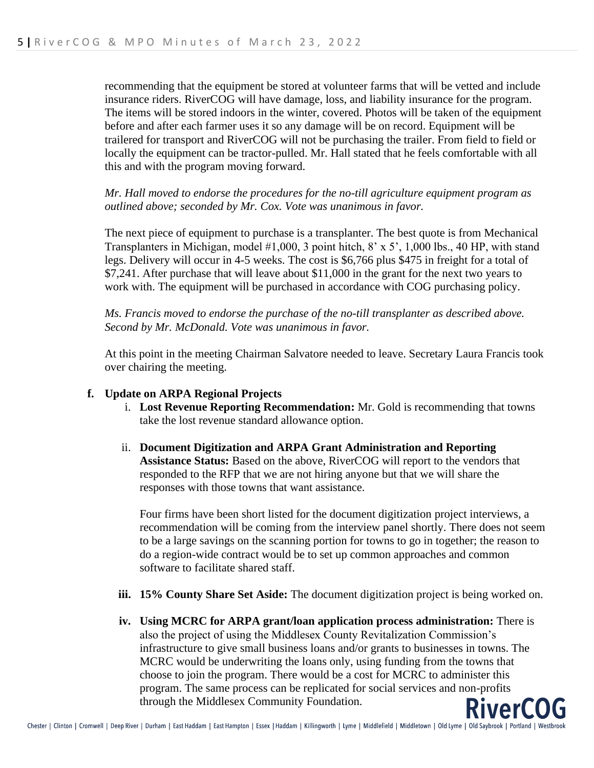recommending that the equipment be stored at volunteer farms that will be vetted and include insurance riders. RiverCOG will have damage, loss, and liability insurance for the program. The items will be stored indoors in the winter, covered. Photos will be taken of the equipment before and after each farmer uses it so any damage will be on record. Equipment will be trailered for transport and RiverCOG will not be purchasing the trailer. From field to field or locally the equipment can be tractor-pulled. Mr. Hall stated that he feels comfortable with all this and with the program moving forward.

*Mr. Hall moved to endorse the procedures for the no-till agriculture equipment program as outlined above; seconded by Mr. Cox. Vote was unanimous in favor.*

The next piece of equipment to purchase is a transplanter. The best quote is from Mechanical Transplanters in Michigan, model #1,000, 3 point hitch, 8' x 5', 1,000 lbs., 40 HP, with stand legs. Delivery will occur in 4-5 weeks. The cost is $6,766 plus $475 in freight for a total of $7,241. After purchase that will leave about $11,000 in the grant for the next two years to work with. The equipment will be purchased in accordance with COG purchasing policy.

*Ms. Francis moved to endorse the purchase of the no-till transplanter as described above. Second by Mr. McDonald. Vote was unanimous in favor.*

At this point in the meeting Chairman Salvatore needed to leave. Secretary Laura Francis took over chairing the meeting.

**f. Update on ARPA Regional Projects**

i. **Lost Revenue Reporting Recommendation:** Mr. Gold is recommending that towns take the lost revenue standard allowance option.

ii. **Document Digitization and ARPA Grant Administration and Reporting Assistance Status:** Based on the above, RiverCOG will report to the vendors that responded to the RFP that we are not hiring anyone but that we will share the responses with those towns that want assistance.

Four firms have been short listed for the document digitization project interviews, a recommendation will be coming from the interview panel shortly. There does not seem to be a large savings on the scanning portion for towns to go in together; the reason to do a region-wide contract would be to set up common approaches and common software to facilitate shared staff.

**iii. 15% County Share Set Aside:** The document digitization project is being worked on.

**iv. Using MCRC for ARPA grant/loan application process administration:** There is also the project of using the Middlesex County Revitalization Commission's infrastructure to give small business loans and/or grants to businesses in towns. The MCRC would be underwriting the loans only, using funding from the towns that choose to join the program. There would be a cost for MCRC to administer this program. The same process can be replicated for social services and non-profits through the Middlesex Community Foundation.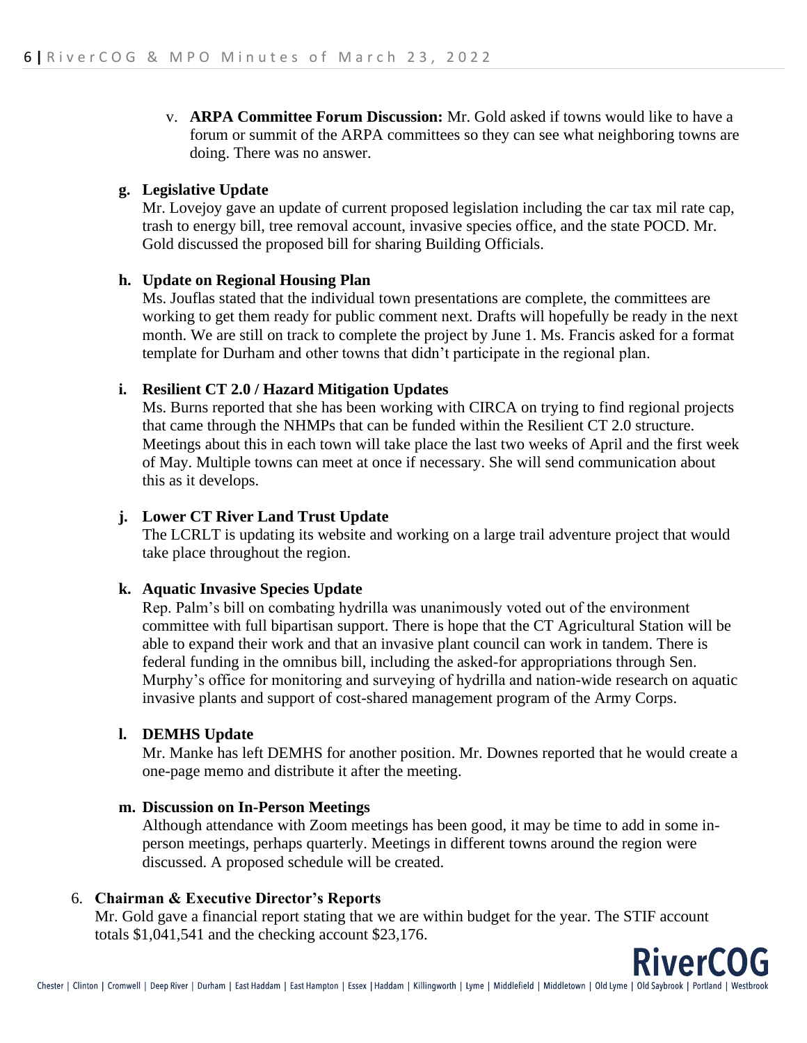v. **ARPA Committee Forum Discussion:** Mr. Gold asked if towns would like to have a forum or summit of the ARPA committees so they can see what neighboring towns are doing. There was no answer.

**g. Legislative Update**

Mr. Lovejoy gave an update of current proposed legislation including the car tax mil rate cap, trash to energy bill, tree removal account, invasive species office, and the state POCD. Mr. Gold discussed the proposed bill for sharing Building Officials.

**h. Update on Regional Housing Plan**

Ms. Jouflas stated that the individual town presentations are complete, the committees are working to get them ready for public comment next. Drafts will hopefully be ready in the next month. We are still on track to complete the project by June 1. Ms. Francis asked for a format template for Durham and other towns that didn't participate in the regional plan.

**i. Resilient CT 2.0 / Hazard Mitigation Updates**

Ms. Burns reported that she has been working with CIRCA on trying to find regional projects that came through the NHMPs that can be funded within the Resilient CT 2.0 structure. Meetings about this in each town will take place the last two weeks of April and the first week of May. Multiple towns can meet at once if necessary. She will send communication about this as it develops.

**j. Lower CT River Land Trust Update**

The LCRLT is updating its website and working on a large trail adventure project that would take place throughout the region.

**k. Aquatic Invasive Species Update**

Rep. Palm's bill on combating hydrilla was unanimously voted out of the environment committee with full bipartisan support. There is hope that the CT Agricultural Station will be able to expand their work and that an invasive plant council can work in tandem. There is federal funding in the omnibus bill, including the asked-for appropriations through Sen. Murphy's office for monitoring and surveying of hydrilla and nation-wide research on aquatic invasive plants and support of cost-shared management program of the Army Corps.

**l. DEMHS Update**

Mr. Manke has left DEMHS for another position. Mr. Downes reported that he would create a one-page memo and distribute it after the meeting.

**m. Discussion on In-Person Meetings**

Although attendance with Zoom meetings has been good, it may be time to add in some in-person meetings, perhaps quarterly. Meetings in different towns around the region were discussed. A proposed schedule will be created.

6. **Chairman & Executive Director's Reports**

Mr. Gold gave a financial report stating that we are within budget for the year. The STIF account totals $1,041,541 and the checking account $23,176.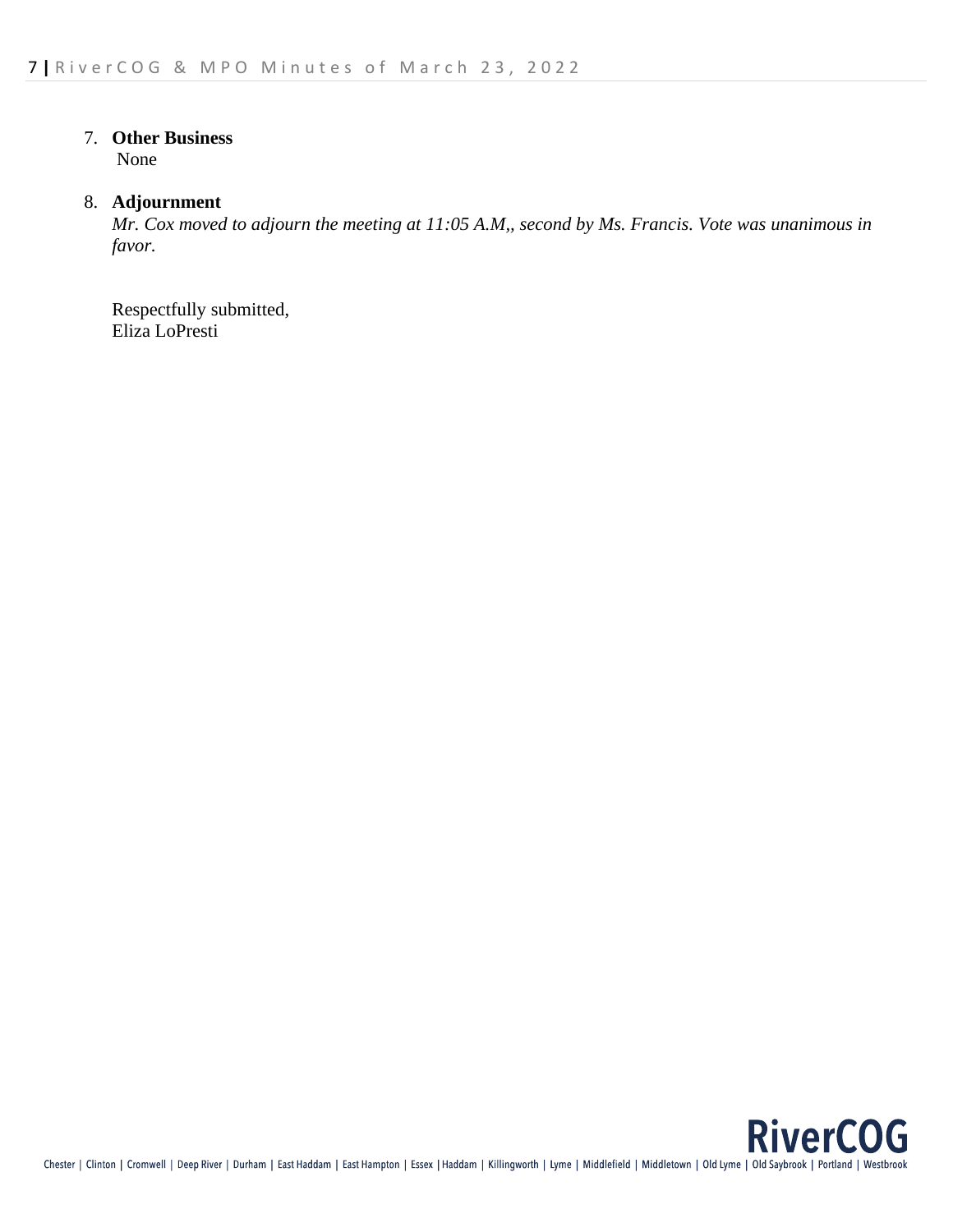7. **Other Business**

   None

8. **Adjournment**

   *Mr. Cox moved to adjourn the meeting at 11:05 A.M,, second by Ms. Francis. Vote was unanimous in favor.*

Respectfully submitted,
Eliza LoPresti